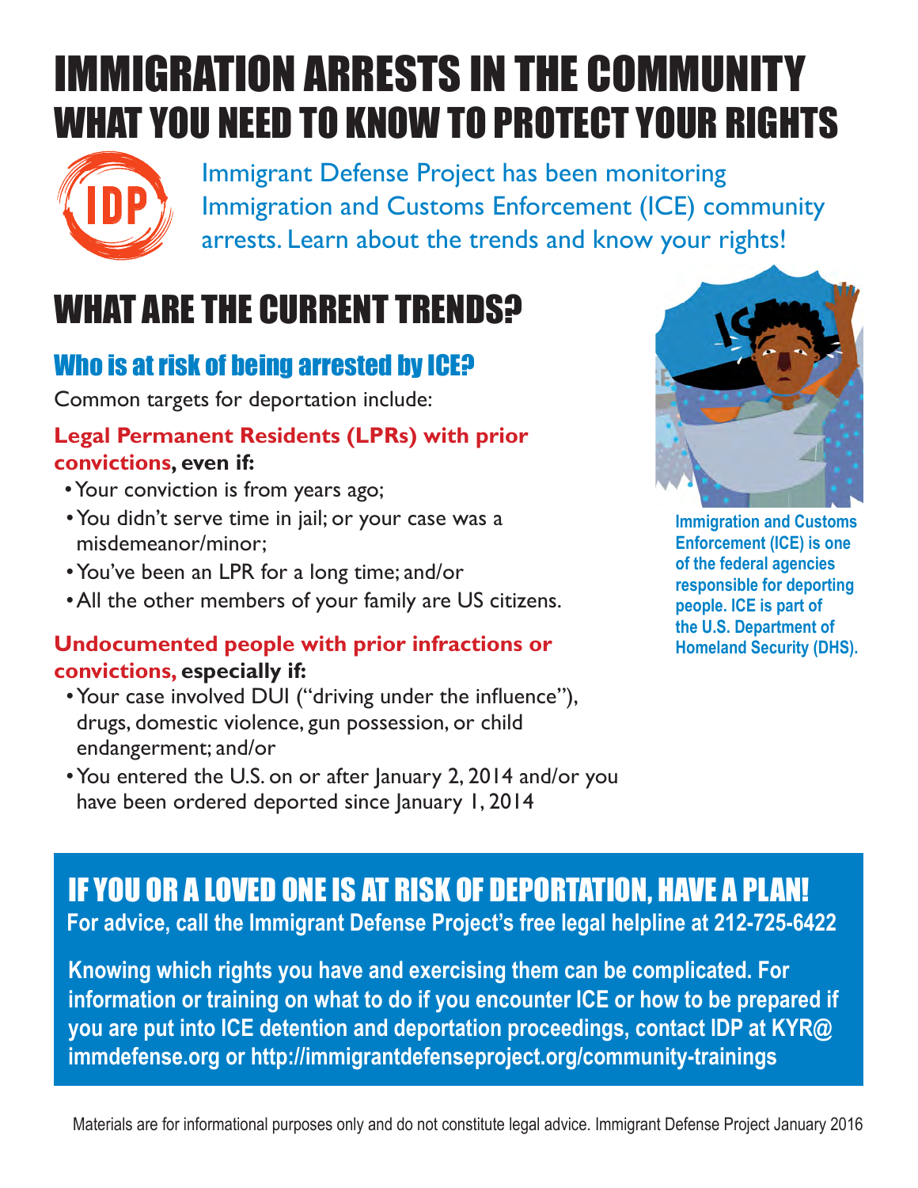# IMMIGRATION ARRESTS IN THE COMMUNITY
# WHAT YOU NEED TO KNOW TO PROTECT YOUR RIGHTS

Immigrant Defense Project has been monitoring Immigration and Customs Enforcement (ICE) community arrests. Learn about the trends and know your rights!

## WHAT ARE THE CURRENT TRENDS?

### Who is at risk of being arrested by ICE?

Common targets for deportation include:

**Legal Permanent Residents (LPRs) with prior convictions, even if:**

- Your conviction is from years ago;
- You didn't serve time in jail; or your case was a misdemeanor/minor;
- You've been an LPR for a long time; and/or
- All the other members of your family are US citizens.

**Undocumented people with prior infractions or convictions, especially if:**

- Your case involved DUI ("driving under the influence"), drugs, domestic violence, gun possession, or child endangerment; and/or
- You entered the U.S. on or after January 2, 2014 and/or you have been ordered deported since January 1, 2014

**Immigration and Customs Enforcement (ICE) is one of the federal agencies responsible for deporting people. ICE is part of the U.S. Department of Homeland Security (DHS).**

## IF YOU OR A LOVED ONE IS AT RISK OF DEPORTATION, HAVE A PLAN!

**For advice, call the Immigrant Defense Project's free legal helpline at 212-725-6422**

**Knowing which rights you have and exercising them can be complicated. For information or training on what to do if you encounter ICE or how to be prepared if you are put into ICE detention and deportation proceedings, contact IDP at KYR@immdefense.org or http://immigrantdefenseproject.org/community-trainings**

Materials are for informational purposes only and do not constitute legal advice. Immigrant Defense Project January 2016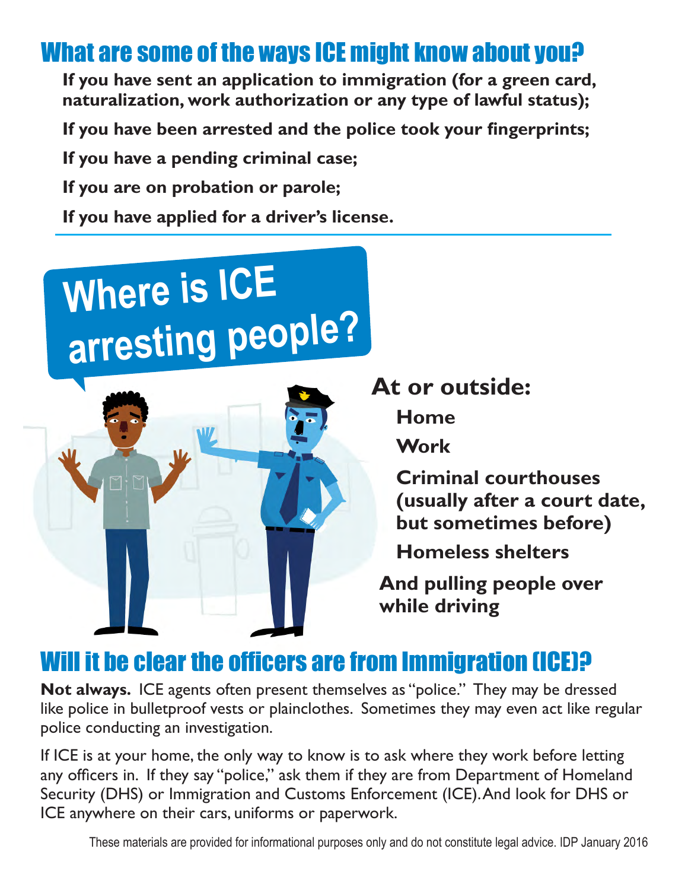## What are some of the ways ICE might know about you?

**If you have sent an application to immigration (for a green card, naturalization, work authorization or any type of lawful status);**

**If you have been arrested and the police took your fingerprints;**

**If you have a pending criminal case;**

**If you are on probation or parole;**

**If you have applied for a driver's license.**

## Where is ICE arresting people?

**At or outside:**

- **Home**
- **Work**
- **Criminal courthouses (usually after a court date, but sometimes before)**
- **Homeless shelters**

**And pulling people over while driving**

## Will it be clear the officers are from Immigration (ICE)?

**Not always.** ICE agents often present themselves as "police." They may be dressed like police in bulletproof vests or plainclothes. Sometimes they may even act like regular police conducting an investigation.

If ICE is at your home, the only way to know is to ask where they work before letting any officers in. If they say "police," ask them if they are from Department of Homeland Security (DHS) or Immigration and Customs Enforcement (ICE). And look for DHS or ICE anywhere on their cars, uniforms or paperwork.

These materials are provided for informational purposes only and do not constitute legal advice. IDP January 2016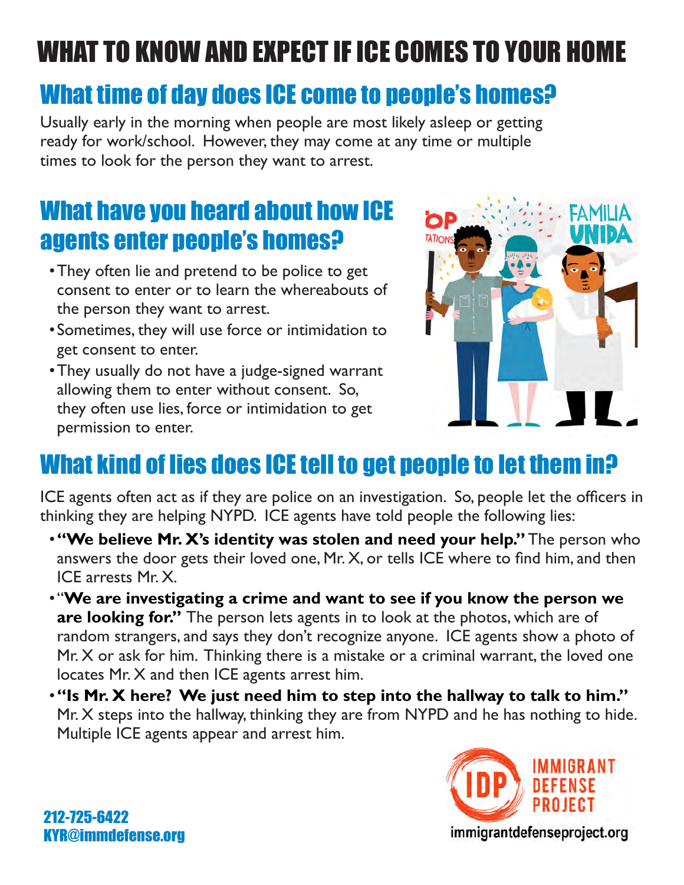# WHAT TO KNOW AND EXPECT IF ICE COMES TO YOUR HOME

## What time of day does ICE come to people's homes?

Usually early in the morning when people are most likely asleep or getting ready for work/school. However, they may come at any time or multiple times to look for the person they want to arrest.

## What have you heard about how ICE agents enter people's homes?

- They often lie and pretend to be police to get consent to enter or to learn the whereabouts of the person they want to arrest.
- Sometimes, they will use force or intimidation to get consent to enter.
- They usually do not have a judge-signed warrant allowing them to enter without consent. So, they often use lies, force or intimidation to get permission to enter.

## What kind of lies does ICE tell to get people to let them in?

ICE agents often act as if they are police on an investigation. So, people let the officers in thinking they are helping NYPD. ICE agents have told people the following lies:

- **"We believe Mr. X's identity was stolen and need your help."** The person who answers the door gets their loved one, Mr. X, or tells ICE where to find him, and then ICE arrests Mr. X.
- "**We are investigating a crime and want to see if you know the person we are looking for."** The person lets agents in to look at the photos, which are of random strangers, and says they don't recognize anyone. ICE agents show a photo of Mr. X or ask for him. Thinking there is a mistake or a criminal warrant, the loved one locates Mr. X and then ICE agents arrest him.
- **"Is Mr. X here? We just need him to step into the hallway to talk to him."** Mr. X steps into the hallway, thinking they are from NYPD and he has nothing to hide. Multiple ICE agents appear and arrest him.

212-725-6422
KYR@immdefense.org

IDP IMMIGRANT DEFENSE PROJECT
immigrantdefenseproject.org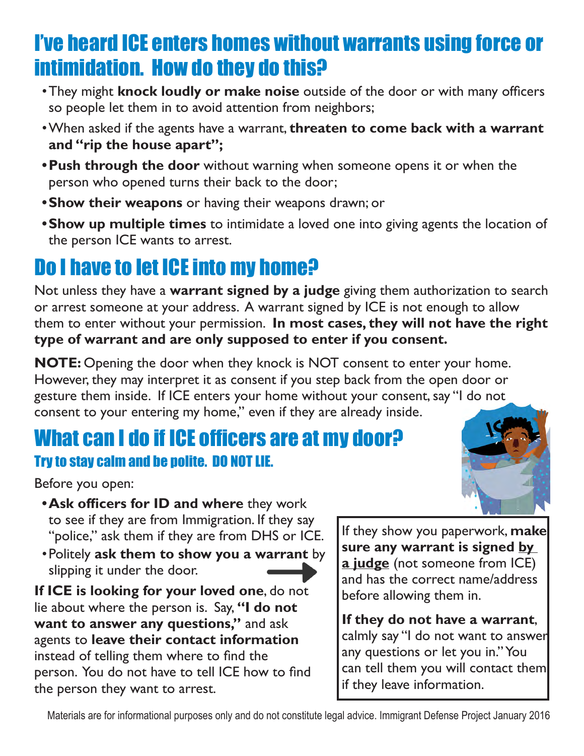## I've heard ICE enters homes without warrants using force or intimidation. How do they do this?

- They might **knock loudly or make noise** outside of the door or with many officers so people let them in to avoid attention from neighbors;
- When asked if the agents have a warrant, **threaten to come back with a warrant and "rip the house apart";**
- **Push through the door** without warning when someone opens it or when the person who opened turns their back to the door;
- **Show their weapons** or having their weapons drawn; or
- **Show up multiple times** to intimidate a loved one into giving agents the location of the person ICE wants to arrest.

## Do I have to let ICE into my home?

Not unless they have a **warrant signed by a judge** giving them authorization to search or arrest someone at your address. A warrant signed by ICE is not enough to allow them to enter without your permission. **In most cases, they will not have the right type of warrant and are only supposed to enter if you consent.**

**NOTE:** Opening the door when they knock is NOT consent to enter your home. However, they may interpret it as consent if you step back from the open door or gesture them inside. If ICE enters your home without your consent, say "I do not consent to your entering my home," even if they are already inside.

## What can I do if ICE officers are at my door?

### Try to stay calm and be polite. DO NOT LIE.

Before you open:

- **Ask officers for ID and where** they work to see if they are from Immigration. If they say "police," ask them if they are from DHS or ICE.
- Politely **ask them to show you a warrant** by slipping it under the door.

If they show you paperwork, **make sure any warrant is signed <u>by a judge</u>** (not someone from ICE) and has the correct name/address before allowing them in.

**If they do not have a warrant**, calmly say "I do not want to answer any questions or let you in." You can tell them you will contact them if they leave information.

**If ICE is looking for your loved one**, do not lie about where the person is. Say, **"I do not want to answer any questions,"** and ask agents to **leave their contact information** instead of telling them where to find the person. You do not have to tell ICE how to find the person they want to arrest.

Materials are for informational purposes only and do not constitute legal advice. Immigrant Defense Project January 2016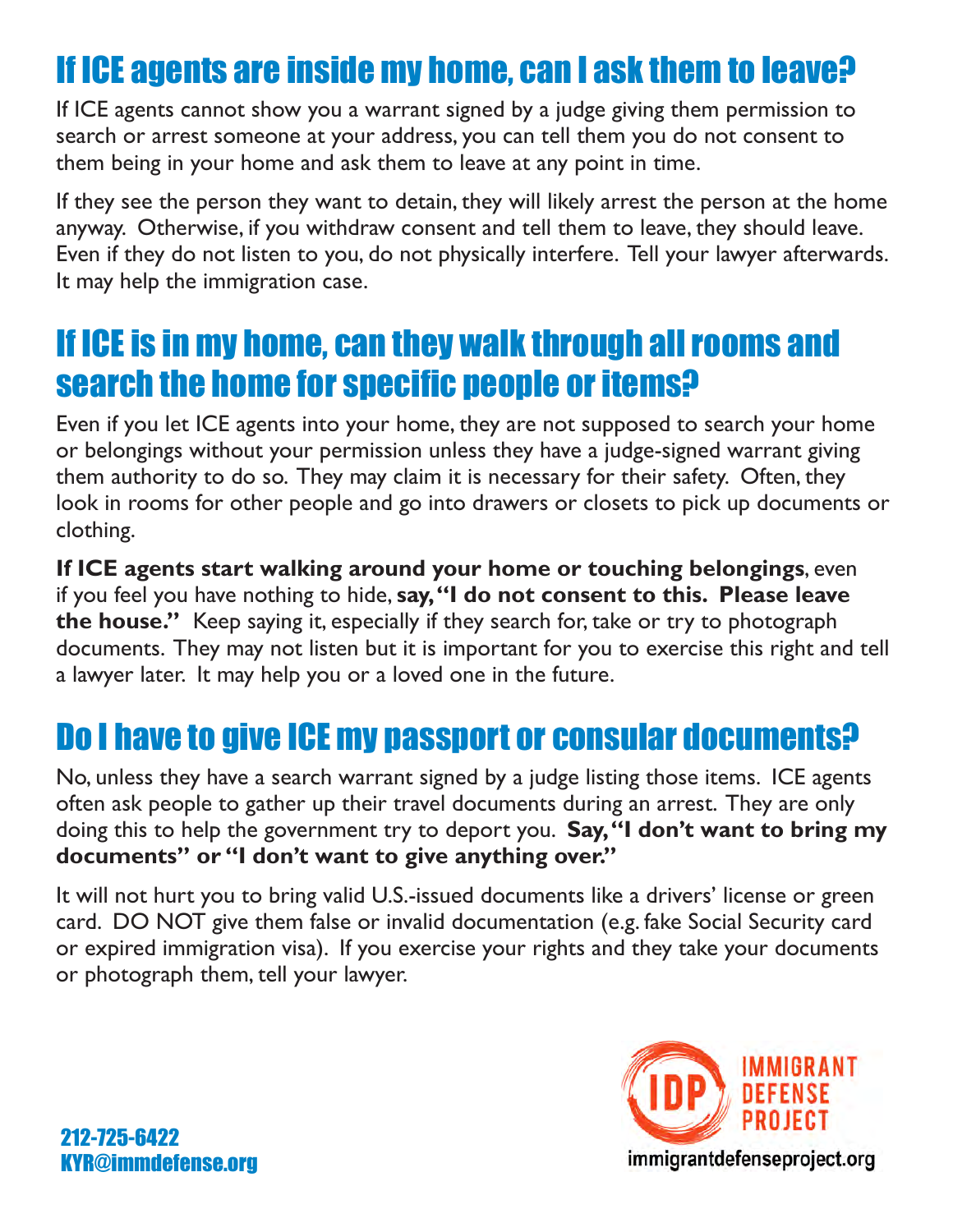## If ICE agents are inside my home, can I ask them to leave?

If ICE agents cannot show you a warrant signed by a judge giving them permission to search or arrest someone at your address, you can tell them you do not consent to them being in your home and ask them to leave at any point in time.

If they see the person they want to detain, they will likely arrest the person at the home anyway. Otherwise, if you withdraw consent and tell them to leave, they should leave. Even if they do not listen to you, do not physically interfere. Tell your lawyer afterwards. It may help the immigration case.

## If ICE is in my home, can they walk through all rooms and search the home for specific people or items?

Even if you let ICE agents into your home, they are not supposed to search your home or belongings without your permission unless they have a judge-signed warrant giving them authority to do so. They may claim it is necessary for their safety. Often, they look in rooms for other people and go into drawers or closets to pick up documents or clothing.

**If ICE agents start walking around your home or touching belongings**, even if you feel you have nothing to hide, **say, "I do not consent to this. Please leave the house."** Keep saying it, especially if they search for, take or try to photograph documents. They may not listen but it is important for you to exercise this right and tell a lawyer later. It may help you or a loved one in the future.

## Do I have to give ICE my passport or consular documents?

No, unless they have a search warrant signed by a judge listing those items. ICE agents often ask people to gather up their travel documents during an arrest. They are only doing this to help the government try to deport you. **Say, "I don't want to bring my documents" or "I don't want to give anything over."**

It will not hurt you to bring valid U.S.-issued documents like a drivers' license or green card. DO NOT give them false or invalid documentation (e.g. fake Social Security card or expired immigration visa). If you exercise your rights and they take your documents or photograph them, tell your lawyer.

212-725-6422
KYR@immdefense.org

IDP IMMIGRANT DEFENSE PROJECT
immigrantdefenseproject.org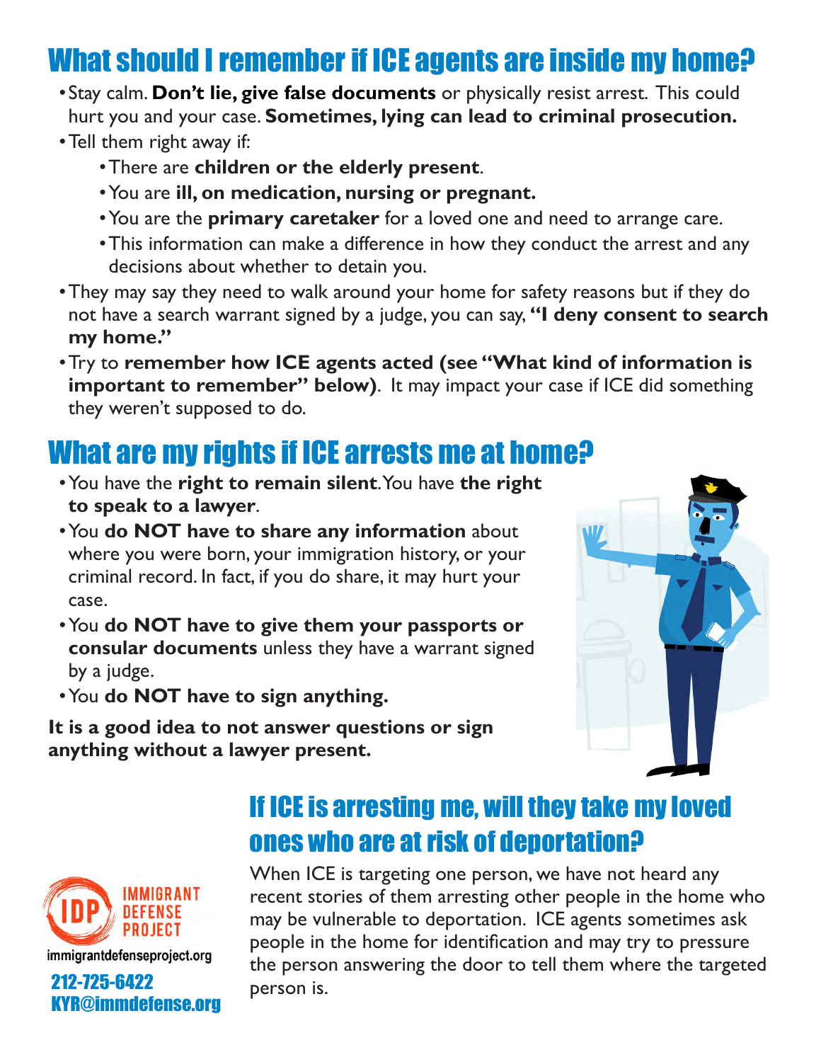## What should I remember if ICE agents are inside my home?

- Stay calm. **Don't lie, give false documents** or physically resist arrest. This could hurt you and your case. **Sometimes, lying can lead to criminal prosecution.**
- Tell them right away if:
  - There are **children or the elderly present**.
  - You are **ill, on medication, nursing or pregnant.**
  - You are the **primary caretaker** for a loved one and need to arrange care.
  - This information can make a difference in how they conduct the arrest and any decisions about whether to detain you.
- They may say they need to walk around your home for safety reasons but if they do not have a search warrant signed by a judge, you can say, **"I deny consent to search my home."**
- Try to **remember how ICE agents acted (see "What kind of information is important to remember" below)**. It may impact your case if ICE did something they weren't supposed to do.

## What are my rights if ICE arrests me at home?

- You have the **right to remain silent**. You have **the right to speak to a lawyer**.
- You **do NOT have to share any information** about where you were born, your immigration history, or your criminal record. In fact, if you do share, it may hurt your case.
- You **do NOT have to give them your passports or consular documents** unless they have a warrant signed by a judge.
- You **do NOT have to sign anything.**

**It is a good idea to not answer questions or sign anything without a lawyer present.**

## If ICE is arresting me, will they take my loved ones who are at risk of deportation?

When ICE is targeting one person, we have not heard any recent stories of them arresting other people in the home who may be vulnerable to deportation. ICE agents sometimes ask people in the home for identification and may try to pressure the person answering the door to tell them where the targeted person is.

IDP IMMIGRANT DEFENSE PROJECT

immigrantdefenseproject.org

212-725-6422

KYR@immdefense.org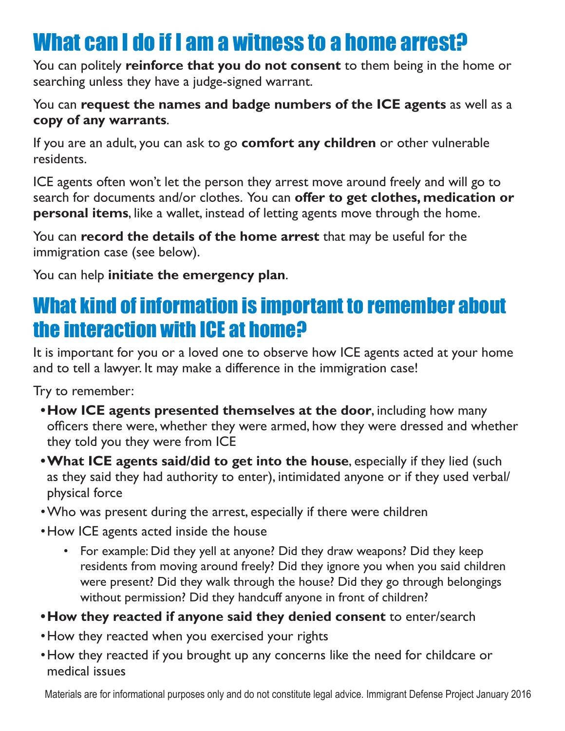# What can I do if I am a witness to a home arrest?

You can politely **reinforce that you do not consent** to them being in the home or searching unless they have a judge-signed warrant.

You can **request the names and badge numbers of the ICE agents** as well as a **copy of any warrants**.

If you are an adult, you can ask to go **comfort any children** or other vulnerable residents.

ICE agents often won't let the person they arrest move around freely and will go to search for documents and/or clothes. You can **offer to get clothes, medication or personal items**, like a wallet, instead of letting agents move through the home.

You can **record the details of the home arrest** that may be useful for the immigration case (see below).

You can help **initiate the emergency plan**.

# What kind of information is important to remember about the interaction with ICE at home?

It is important for you or a loved one to observe how ICE agents acted at your home and to tell a lawyer. It may make a difference in the immigration case!

Try to remember:

- **How ICE agents presented themselves at the door**, including how many officers there were, whether they were armed, how they were dressed and whether they told you they were from ICE
- **What ICE agents said/did to get into the house**, especially if they lied (such as they said they had authority to enter), intimidated anyone or if they used verbal/physical force
- Who was present during the arrest, especially if there were children
- How ICE agents acted inside the house
  - For example: Did they yell at anyone? Did they draw weapons? Did they keep residents from moving around freely? Did they ignore you when you said children were present? Did they walk through the house? Did they go through belongings without permission? Did they handcuff anyone in front of children?
- **How they reacted if anyone said they denied consent** to enter/search
- How they reacted when you exercised your rights
- How they reacted if you brought up any concerns like the need for childcare or medical issues

Materials are for informational purposes only and do not constitute legal advice. Immigrant Defense Project January 2016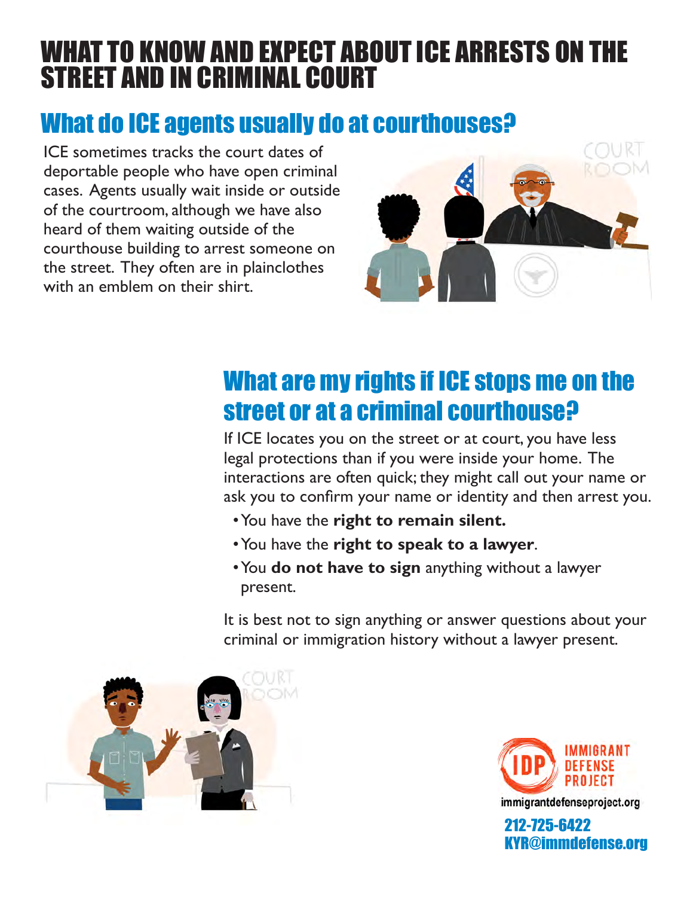# WHAT TO KNOW AND EXPECT ABOUT ICE ARRESTS ON THE STREET AND IN CRIMINAL COURT

## What do ICE agents usually do at courthouses?

ICE sometimes tracks the court dates of deportable people who have open criminal cases. Agents usually wait inside or outside of the courtroom, although we have also heard of them waiting outside of the courthouse building to arrest someone on the street. They often are in plainclothes with an emblem on their shirt.

## What are my rights if ICE stops me on the street or at a criminal courthouse?

If ICE locates you on the street or at court, you have less legal protections than if you were inside your home. The interactions are often quick; they might call out your name or ask you to confirm your name or identity and then arrest you.

- You have the **right to remain silent.**
- You have the **right to speak to a lawyer**.
- You **do not have to sign** anything without a lawyer present.

It is best not to sign anything or answer questions about your criminal or immigration history without a lawyer present.

IMMIGRANT DEFENSE PROJECT
immigrantdefenseproject.org
212-725-6422
KYR@immdefense.org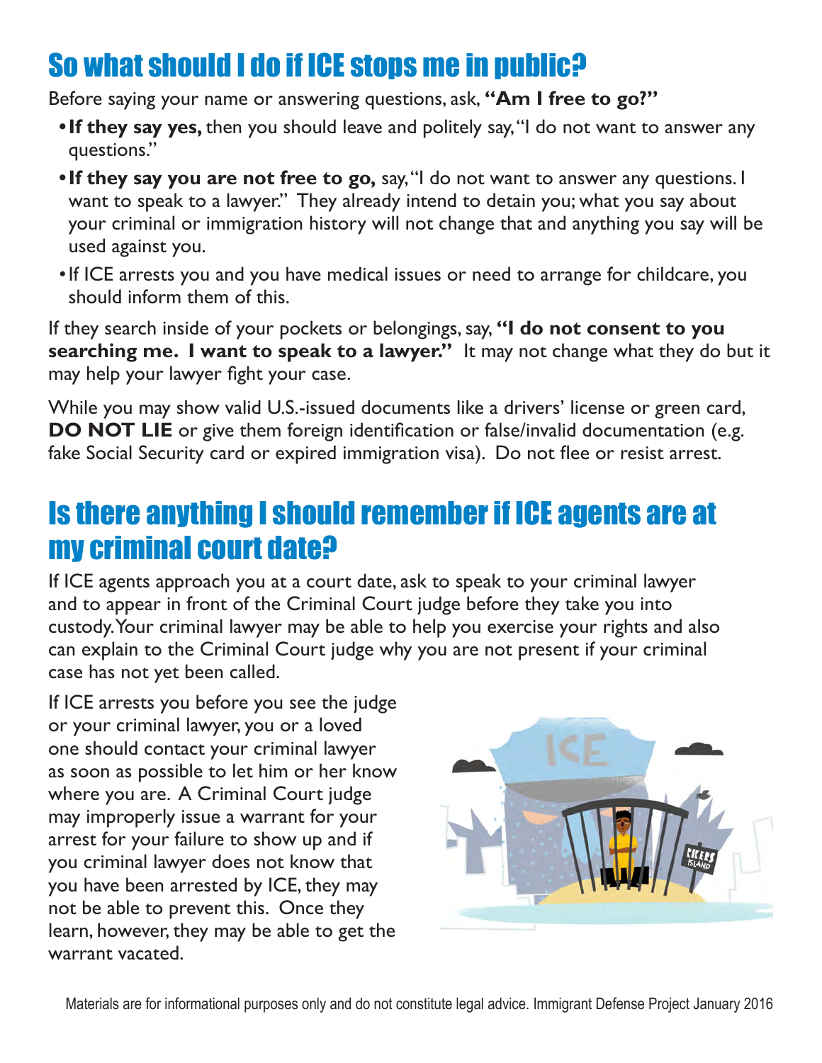## So what should I do if ICE stops me in public?

Before saying your name or answering questions, ask, **"Am I free to go?"**

- **If they say yes,** then you should leave and politely say, "I do not want to answer any questions."
- **If they say you are not free to go,** say, "I do not want to answer any questions. I want to speak to a lawyer." They already intend to detain you; what you say about your criminal or immigration history will not change that and anything you say will be used against you.
- If ICE arrests you and you have medical issues or need to arrange for childcare, you should inform them of this.

If they search inside of your pockets or belongings, say, **"I do not consent to you searching me. I want to speak to a lawyer."** It may not change what they do but it may help your lawyer fight your case.

While you may show valid U.S.-issued documents like a drivers' license or green card, **DO NOT LIE** or give them foreign identification or false/invalid documentation (e.g. fake Social Security card or expired immigration visa). Do not flee or resist arrest.

## Is there anything I should remember if ICE agents are at my criminal court date?

If ICE agents approach you at a court date, ask to speak to your criminal lawyer and to appear in front of the Criminal Court judge before they take you into custody. Your criminal lawyer may be able to help you exercise your rights and also can explain to the Criminal Court judge why you are not present if your criminal case has not yet been called.

If ICE arrests you before you see the judge or your criminal lawyer, you or a loved one should contact your criminal lawyer as soon as possible to let him or her know where you are. A Criminal Court judge may improperly issue a warrant for your arrest for your failure to show up and if you criminal lawyer does not know that you have been arrested by ICE, they may not be able to prevent this. Once they learn, however, they may be able to get the warrant vacated.

Materials are for informational purposes only and do not constitute legal advice. Immigrant Defense Project January 2016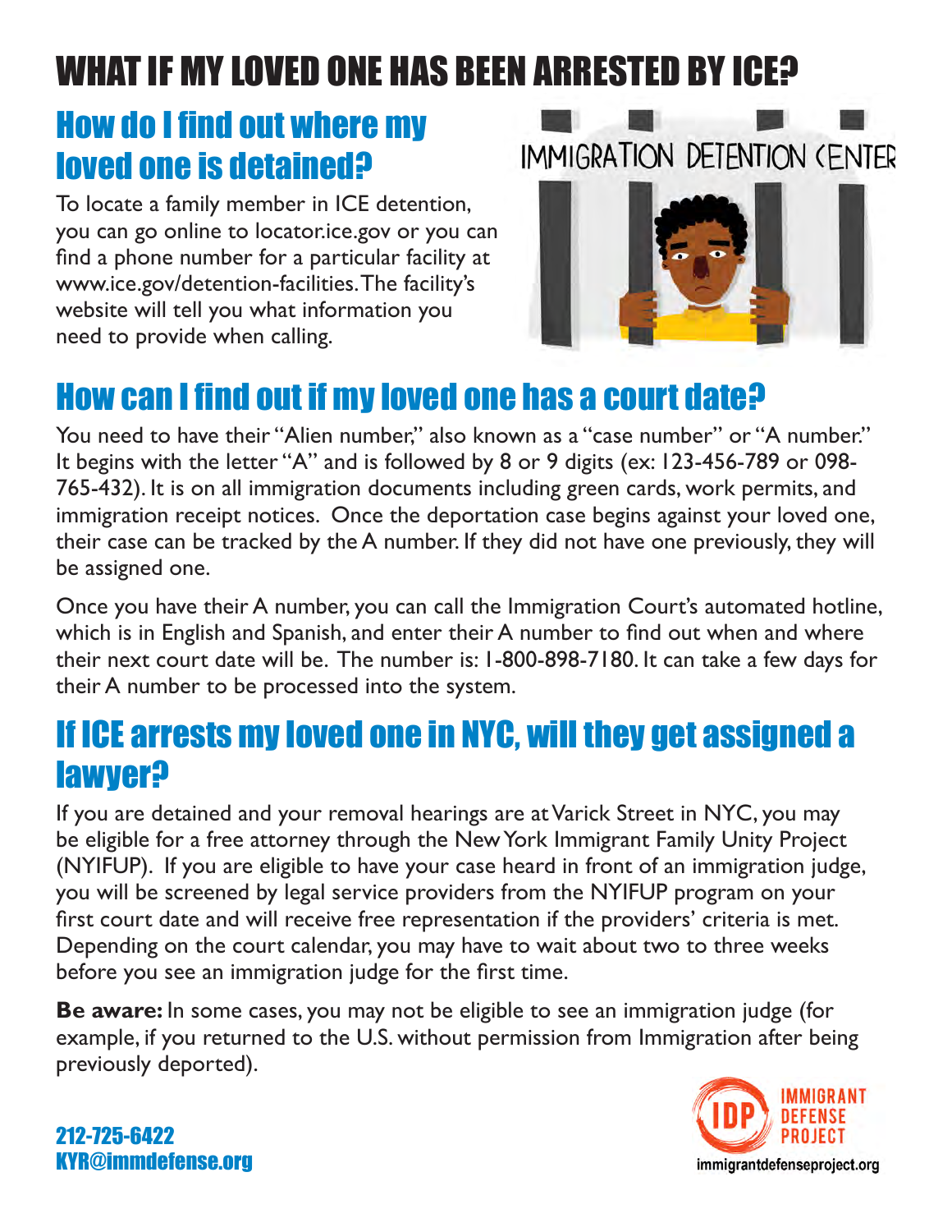# WHAT IF MY LOVED ONE HAS BEEN ARRESTED BY ICE?

## How do I find out where my loved one is detained?

To locate a family member in ICE detention, you can go online to locator.ice.gov or you can find a phone number for a particular facility at www.ice.gov/detention-facilities. The facility's website will tell you what information you need to provide when calling.

## How can I find out if my loved one has a court date?

You need to have their "Alien number," also known as a "case number" or "A number." It begins with the letter "A" and is followed by 8 or 9 digits (ex: 123-456-789 or 098-765-432). It is on all immigration documents including green cards, work permits, and immigration receipt notices. Once the deportation case begins against your loved one, their case can be tracked by the A number. If they did not have one previously, they will be assigned one.

Once you have their A number, you can call the Immigration Court's automated hotline, which is in English and Spanish, and enter their A number to find out when and where their next court date will be. The number is: 1-800-898-7180. It can take a few days for their A number to be processed into the system.

## If ICE arrests my loved one in NYC, will they get assigned a lawyer?

If you are detained and your removal hearings are at Varick Street in NYC, you may be eligible for a free attorney through the New York Immigrant Family Unity Project (NYIFUP). If you are eligible to have your case heard in front of an immigration judge, you will be screened by legal service providers from the NYIFUP program on your first court date and will receive free representation if the providers' criteria is met. Depending on the court calendar, you may have to wait about two to three weeks before you see an immigration judge for the first time.

**Be aware:** In some cases, you may not be eligible to see an immigration judge (for example, if you returned to the U.S. without permission from Immigration after being previously deported).

212-725-6422
KYR@immdefense.org

IMMIGRANT DEFENSE PROJECT
immigrantdefenseproject.org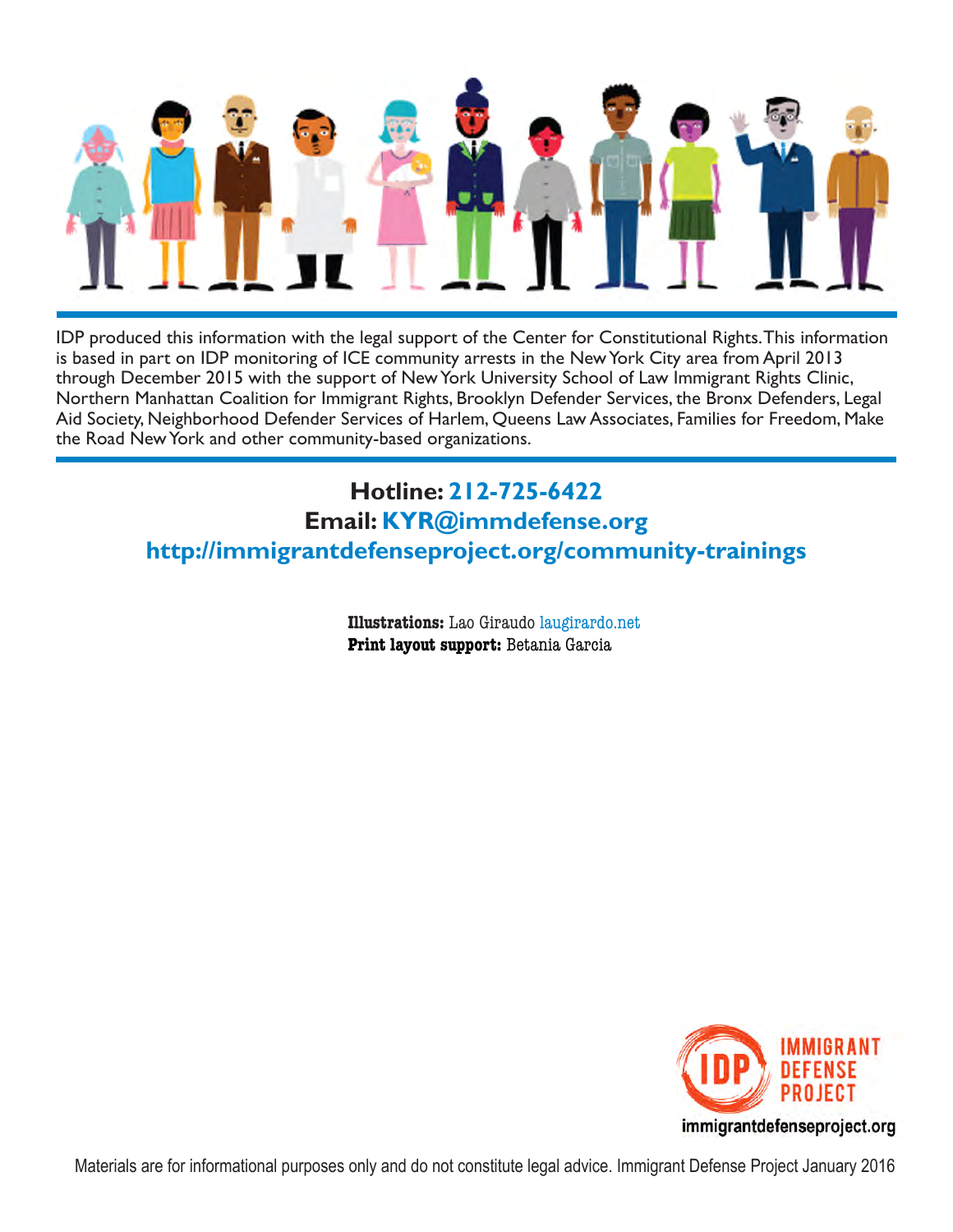IDP produced this information with the legal support of the Center for Constitutional Rights. This information is based in part on IDP monitoring of ICE community arrests in the New York City area from April 2013 through December 2015 with the support of New York University School of Law Immigrant Rights Clinic, Northern Manhattan Coalition for Immigrant Rights, Brooklyn Defender Services, the Bronx Defenders, Legal Aid Society, Neighborhood Defender Services of Harlem, Queens Law Associates, Families for Freedom, Make the Road New York and other community-based organizations.

**Hotline: 212-725-6422**
**Email: KYR@immdefense.org**
**http://immigrantdefenseproject.org/community-trainings**

**Illustrations:** Lao Giraudo laugirardo.net
**Print layout support:** Betania Garcia

IMMIGRANT DEFENSE PROJECT
immigrantdefenseproject.org

Materials are for informational purposes only and do not constitute legal advice. Immigrant Defense Project January 2016